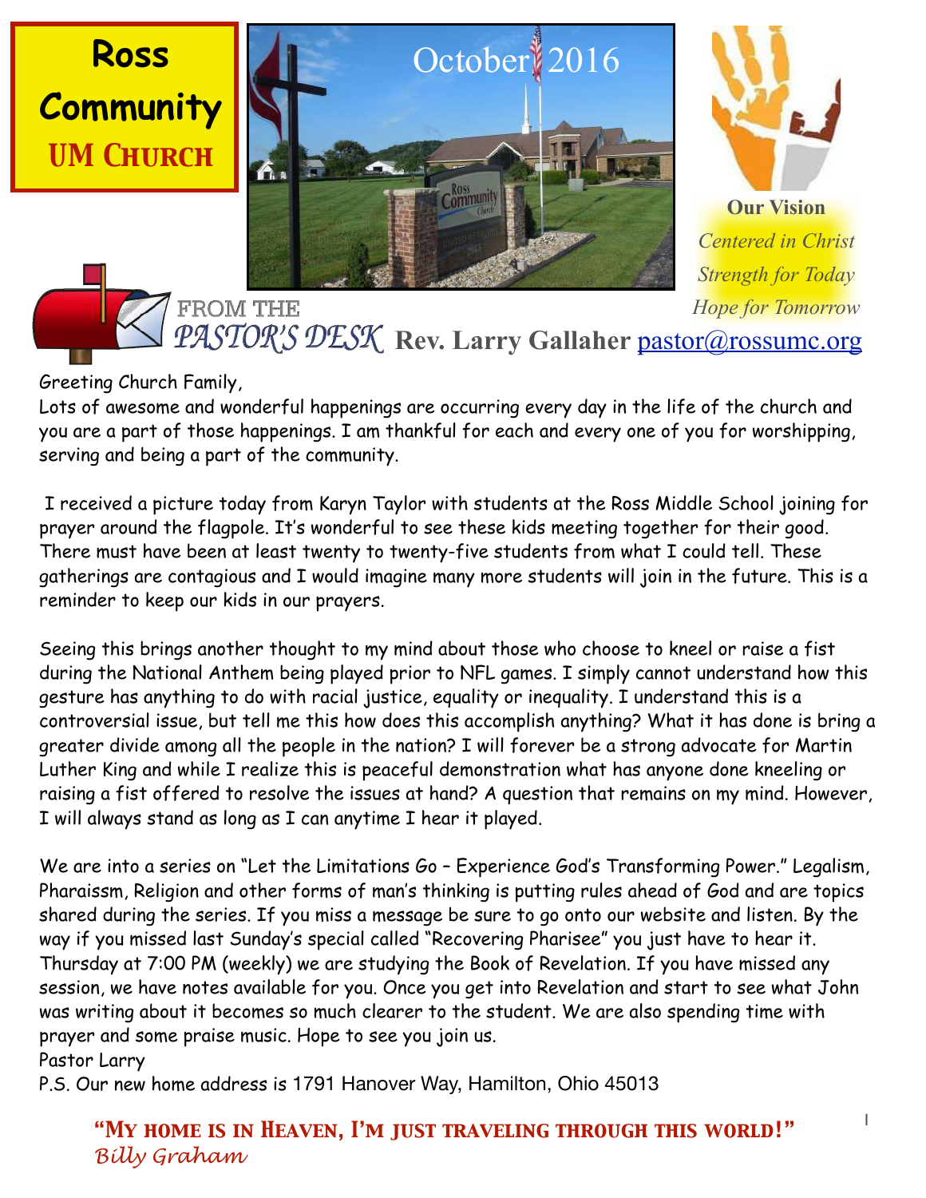# Ross Community UM Church

October 2016

**Our Vision**

*Centered in Christ*
*Strength for Today*
*Hope for Tomorrow*

## FROM THE PASTOR'S DESK **Rev. Larry Gallaher** pastor@rossumc.org

Greeting Church Family,

Lots of awesome and wonderful happenings are occurring every day in the life of the church and you are a part of those happenings. I am thankful for each and every one of you for worshipping, serving and being a part of the community.

I received a picture today from Karyn Taylor with students at the Ross Middle School joining for prayer around the flagpole. It's wonderful to see these kids meeting together for their good. There must have been at least twenty to twenty-five students from what I could tell. These gatherings are contagious and I would imagine many more students will join in the future. This is a reminder to keep our kids in our prayers.

Seeing this brings another thought to my mind about those who choose to kneel or raise a fist during the National Anthem being played prior to NFL games. I simply cannot understand how this gesture has anything to do with racial justice, equality or inequality. I understand this is a controversial issue, but tell me this how does this accomplish anything? What it has done is bring a greater divide among all the people in the nation? I will forever be a strong advocate for Martin Luther King and while I realize this is peaceful demonstration what has anyone done kneeling or raising a fist offered to resolve the issues at hand? A question that remains on my mind. However, I will always stand as long as I can anytime I hear it played.

We are into a series on "Let the Limitations Go – Experience God's Transforming Power." Legalism, Pharaissm, Religion and other forms of man's thinking is putting rules ahead of God and are topics shared during the series. If you miss a message be sure to go onto our website and listen. By the way if you missed last Sunday's special called "Recovering Pharisee" you just have to hear it. Thursday at 7:00 PM (weekly) we are studying the Book of Revelation. If you have missed any session, we have notes available for you. Once you get into Revelation and start to see what John was writing about it becomes so much clearer to the student. We are also spending time with prayer and some praise music. Hope to see you join us.

Pastor Larry

P.S. Our new home address is 1791 Hanover Way, Hamilton, Ohio 45013

**"My home is in Heaven, I'm just traveling through this world!"**
*Billy Graham*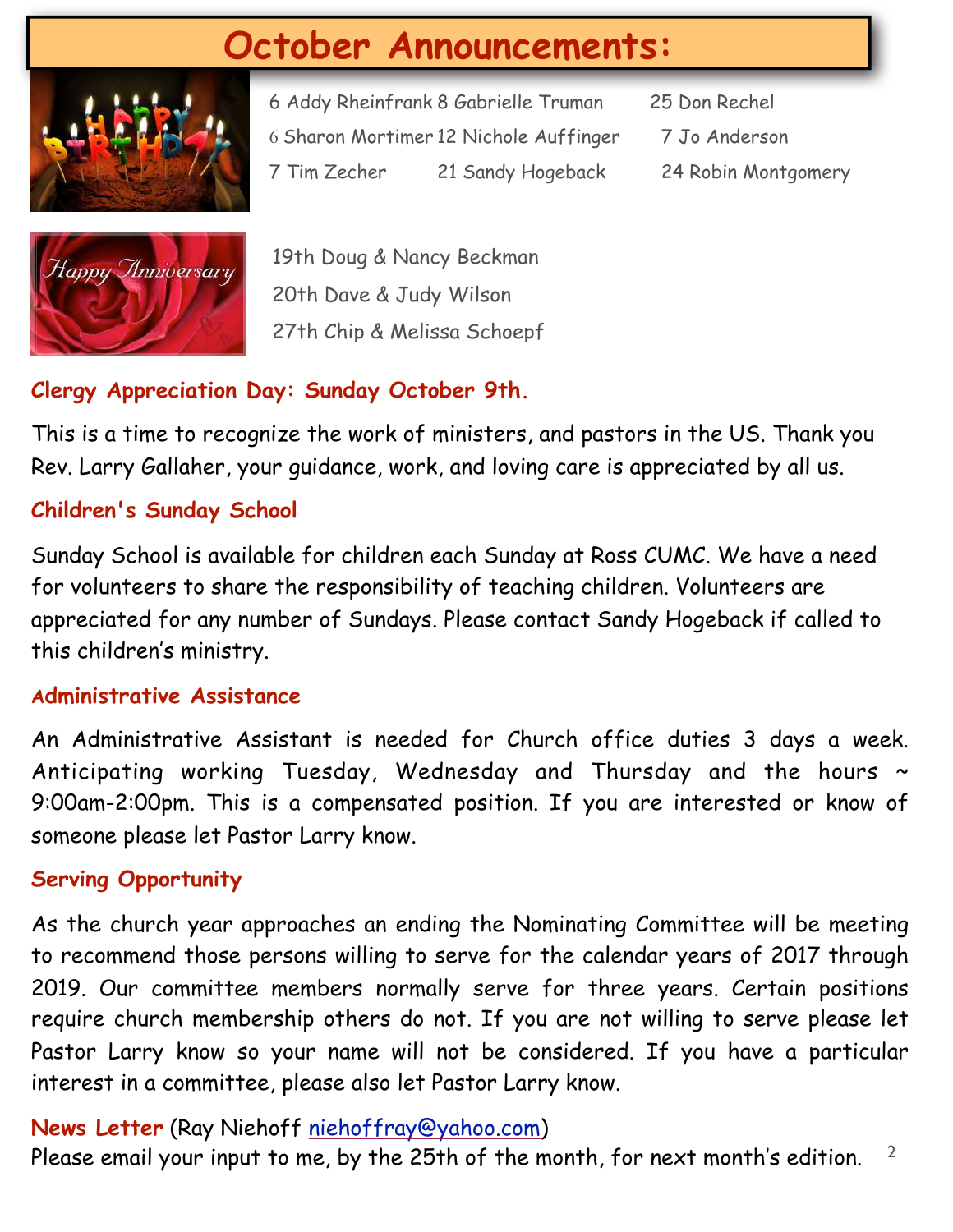# October Announcements:

6 Addy Rheinfrank
6 Sharon Mortimer
7 Tim Zecher
8 Gabrielle Truman
12 Nichole Auffinger
21 Sandy Hogeback
25 Don Rechel
7 Jo Anderson
24 Robin Montgomery

19th Doug & Nancy Beckman
20th Dave & Judy Wilson
27th Chip & Melissa Schoepf

### Clergy Appreciation Day: Sunday October 9th.

This is a time to recognize the work of ministers, and pastors in the US. Thank you Rev. Larry Gallaher, your guidance, work, and loving care is appreciated by all us.

### Children's Sunday School

Sunday School is available for children each Sunday at Ross CUMC. We have a need for volunteers to share the responsibility of teaching children. Volunteers are appreciated for any number of Sundays. Please contact Sandy Hogeback if called to this children's ministry.

### Administrative Assistance

An Administrative Assistant is needed for Church office duties 3 days a week. Anticipating working Tuesday, Wednesday and Thursday and the hours ~ 9:00am-2:00pm. This is a compensated position. If you are interested or know of someone please let Pastor Larry know.

### Serving Opportunity

As the church year approaches an ending the Nominating Committee will be meeting to recommend those persons willing to serve for the calendar years of 2017 through 2019. Our committee members normally serve for three years. Certain positions require church membership others do not. If you are not willing to serve please let Pastor Larry know so your name will not be considered. If you have a particular interest in a committee, please also let Pastor Larry know.

**News Letter** (Ray Niehoff niehoffray@yahoo.com)
Please email your input to me, by the 25th of the month, for next month's edition.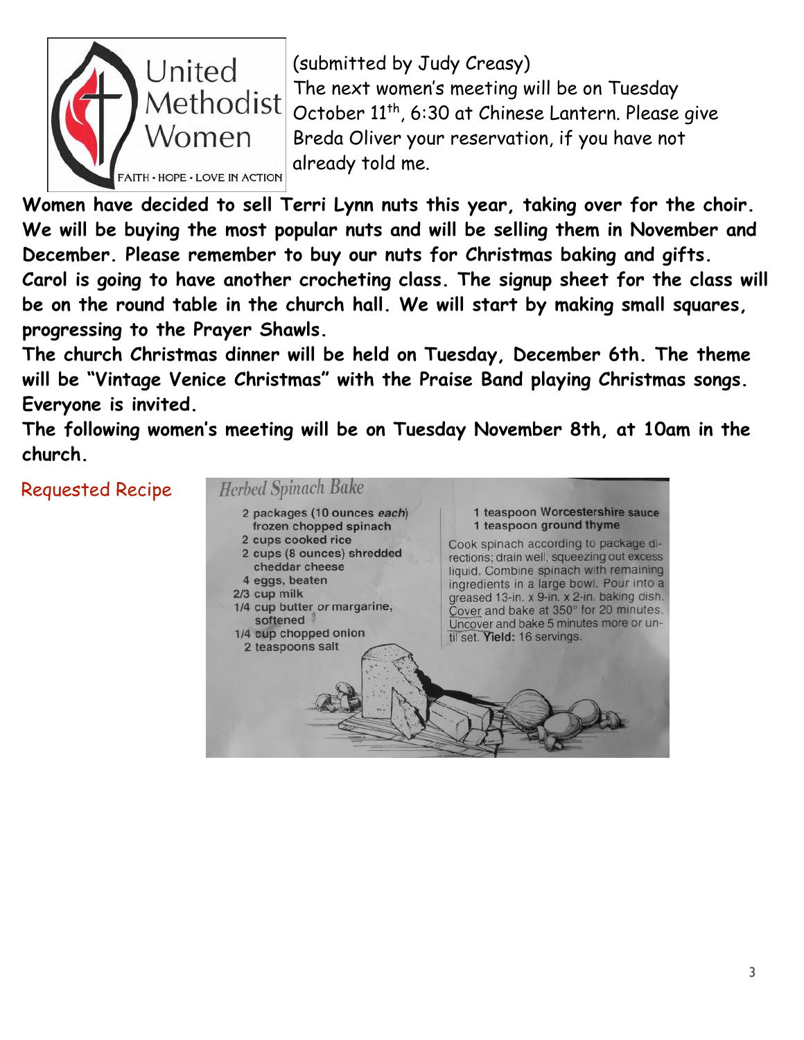United Methodist Women

FAITH • HOPE • LOVE IN ACTION

(submitted by Judy Creasy)
The next women's meeting will be on Tuesday October 11th, 6:30 at Chinese Lantern. Please give Breda Oliver your reservation, if you have not already told me.

**Women have decided to sell Terri Lynn nuts this year, taking over for the choir. We will be buying the most popular nuts and will be selling them in November and December. Please remember to buy our nuts for Christmas baking and gifts.**

**Carol is going to have another crocheting class. The signup sheet for the class will be on the round table in the church hall. We will start by making small squares, progressing to the Prayer Shawls.**

**The church Christmas dinner will be held on Tuesday, December 6th. The theme will be "Vintage Venice Christmas" with the Praise Band playing Christmas songs. Everyone is invited.**

**The following women's meeting will be on Tuesday November 8th, at 10am in the church.**

## Requested Recipe

### *Herbed Spinach Bake*

- 2 packages (10 ounces *each*) frozen chopped spinach
- 2 cups cooked rice
- 2 cups (8 ounces) shredded cheddar cheese
- 4 eggs, beaten
- 2/3 cup milk
- 1/4 cup butter *or* margarine, softened
- 1/4 cup chopped onion
- 2 teaspoons salt
- 1 teaspoon Worcestershire sauce
- 1 teaspoon ground thyme

Cook spinach according to package directions; drain well, squeezing out excess liquid. Combine spinach with remaining ingredients in a large bowl. Pour into a greased 13-in. x 9-in. x 2-in. baking dish. Cover and bake at 350° for 20 minutes. Uncover and bake 5 minutes more or until set. **Yield:** 16 servings.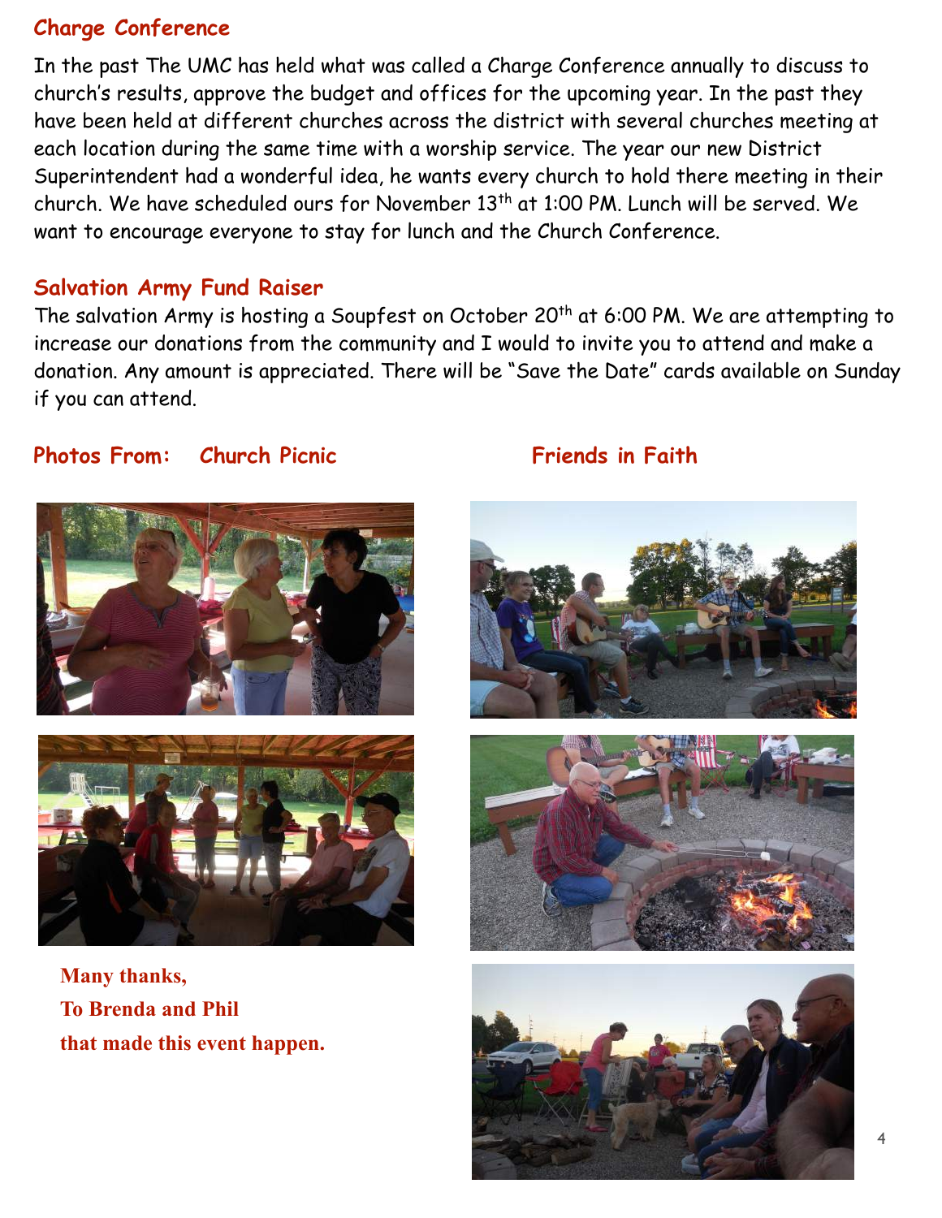## Charge Conference

In the past The UMC has held what was called a Charge Conference annually to discuss to church's results, approve the budget and offices for the upcoming year. In the past they have been held at different churches across the district with several churches meeting at each location during the same time with a worship service. The year our new District Superintendent had a wonderful idea, he wants every church to hold there meeting in their church. We have scheduled ours for November 13th at 1:00 PM. Lunch will be served. We want to encourage everyone to stay for lunch and the Church Conference.

## Salvation Army Fund Raiser

The salvation Army is hosting a Soupfest on October 20th at 6:00 PM. We are attempting to increase our donations from the community and I would to invite you to attend and make a donation. Any amount is appreciated. There will be "Save the Date" cards available on Sunday if you can attend.

## Photos From: Church Picnic

**Many thanks,**
**To Brenda and Phil**
**that made this event happen.**

## Friends in Faith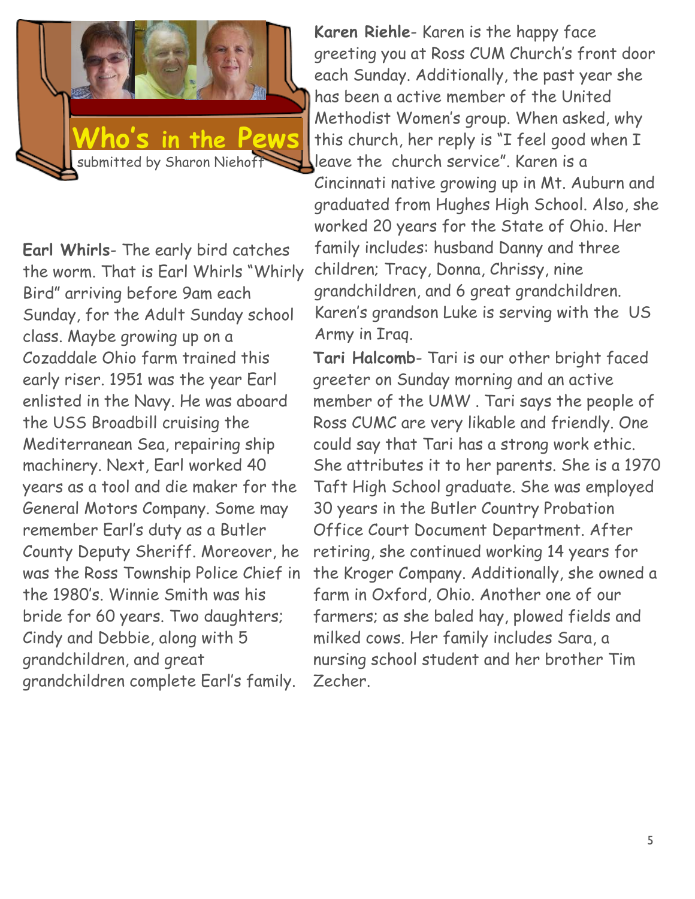# Who's in the Pews

submitted by Sharon Niehoff

**Earl Whirls**- The early bird catches the worm. That is Earl Whirls "Whirly Bird" arriving before 9am each Sunday, for the Adult Sunday school class. Maybe growing up on a Cozaddale Ohio farm trained this early riser. 1951 was the year Earl enlisted in the Navy. He was aboard the USS Broadbill cruising the Mediterranean Sea, repairing ship machinery. Next, Earl worked 40 years as a tool and die maker for the General Motors Company. Some may remember Earl's duty as a Butler County Deputy Sheriff. Moreover, he was the Ross Township Police Chief in the 1980's. Winnie Smith was his bride for 60 years. Two daughters; Cindy and Debbie, along with 5 grandchildren, and great grandchildren complete Earl's family.

**Karen Riehle**- Karen is the happy face greeting you at Ross CUM Church's front door each Sunday. Additionally, the past year she has been a active member of the United Methodist Women's group. When asked, why this church, her reply is "I feel good when I leave the church service". Karen is a Cincinnati native growing up in Mt. Auburn and graduated from Hughes High School. Also, she worked 20 years for the State of Ohio. Her family includes: husband Danny and three children; Tracy, Donna, Chrissy, nine grandchildren, and 6 great grandchildren. Karen's grandson Luke is serving with the US Army in Iraq.

**Tari Halcomb**- Tari is our other bright faced greeter on Sunday morning and an active member of the UMW . Tari says the people of Ross CUMC are very likable and friendly. One could say that Tari has a strong work ethic. She attributes it to her parents. She is a 1970 Taft High School graduate. She was employed 30 years in the Butler Country Probation Office Court Document Department. After retiring, she continued working 14 years for the Kroger Company. Additionally, she owned a farm in Oxford, Ohio. Another one of our farmers; as she baled hay, plowed fields and milked cows. Her family includes Sara, a nursing school student and her brother Tim Zecher.